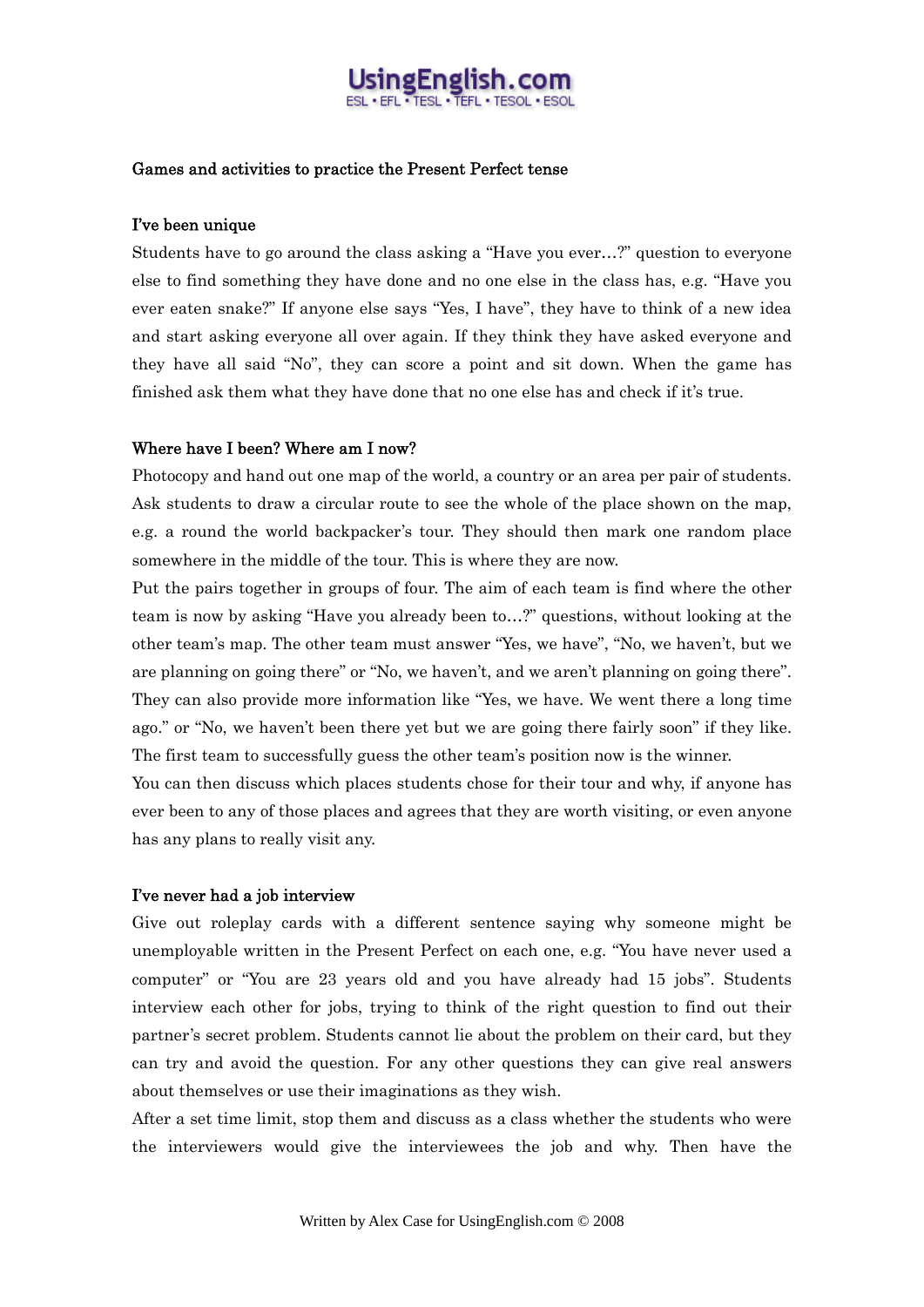# Games and activities to practice the Present Perfect tense

## I've been unique

Students have to go around the class asking a "Have you ever…?" question to everyone else to find something they have done and no one else in the class has, e.g. "Have you ever eaten snake?" If anyone else says "Yes, I have", they have to think of a new idea and start asking everyone all over again. If they think they have asked everyone and they have all said "No", they can score a point and sit down. When the game has finished ask them what they have done that no one else has and check if it's true.

## Where have I been? Where am I now?

Photocopy and hand out one map of the world, a country or an area per pair of students. Ask students to draw a circular route to see the whole of the place shown on the map, e.g. a round the world backpacker's tour. They should then mark one random place somewhere in the middle of the tour. This is where they are now.

Put the pairs together in groups of four. The aim of each team is find where the other team is now by asking "Have you already been to…?" questions, without looking at the other team's map. The other team must answer "Yes, we have", "No, we haven't, but we are planning on going there" or "No, we haven't, and we aren't planning on going there". They can also provide more information like "Yes, we have. We went there a long time ago." or "No, we haven't been there yet but we are going there fairly soon" if they like. The first team to successfully guess the other team's position now is the winner.

You can then discuss which places students chose for their tour and why, if anyone has ever been to any of those places and agrees that they are worth visiting, or even anyone has any plans to really visit any.

## I've never had a job interview

Give out roleplay cards with a different sentence saying why someone might be unemployable written in the Present Perfect on each one, e.g. "You have never used a computer" or "You are 23 years old and you have already had 15 jobs". Students interview each other for jobs, trying to think of the right question to find out their partner's secret problem. Students cannot lie about the problem on their card, but they can try and avoid the question. For any other questions they can give real answers about themselves or use their imaginations as they wish.

After a set time limit, stop them and discuss as a class whether the students who were the interviewers would give the interviewees the job and why. Then have the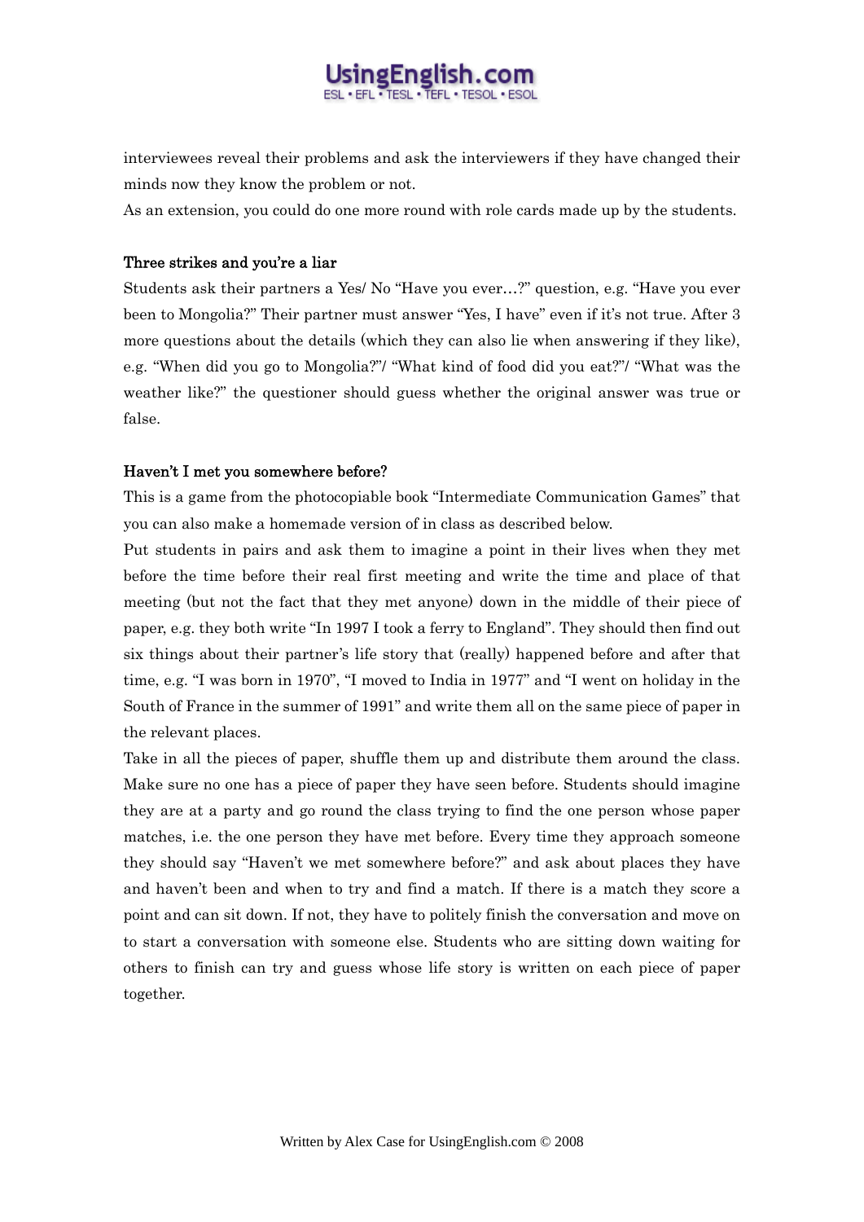interviewees reveal their problems and ask the interviewers if they have changed their minds now they know the problem or not.

As an extension, you could do one more round with role cards made up by the students.

### Three strikes and you're a liar

Students ask their partners a Yes/ No "Have you ever…?" question, e.g. "Have you ever been to Mongolia?" Their partner must answer "Yes, I have" even if it's not true. After 3 more questions about the details (which they can also lie when answering if they like), e.g. "When did you go to Mongolia?"/ "What kind of food did you eat?"/ "What was the weather like?" the questioner should guess whether the original answer was true or false.

### Haven't I met you somewhere before?

This is a game from the photocopiable book "Intermediate Communication Games" that you can also make a homemade version of in class as described below.

Put students in pairs and ask them to imagine a point in their lives when they met before the time before their real first meeting and write the time and place of that meeting (but not the fact that they met anyone) down in the middle of their piece of paper, e.g. they both write "In 1997 I took a ferry to England". They should then find out six things about their partner's life story that (really) happened before and after that time, e.g. "I was born in 1970", "I moved to India in 1977" and "I went on holiday in the South of France in the summer of 1991" and write them all on the same piece of paper in the relevant places.

Take in all the pieces of paper, shuffle them up and distribute them around the class. Make sure no one has a piece of paper they have seen before. Students should imagine they are at a party and go round the class trying to find the one person whose paper matches, i.e. the one person they have met before. Every time they approach someone they should say "Haven't we met somewhere before?" and ask about places they have and haven't been and when to try and find a match. If there is a match they score a point and can sit down. If not, they have to politely finish the conversation and move on to start a conversation with someone else. Students who are sitting down waiting for others to finish can try and guess whose life story is written on each piece of paper together.